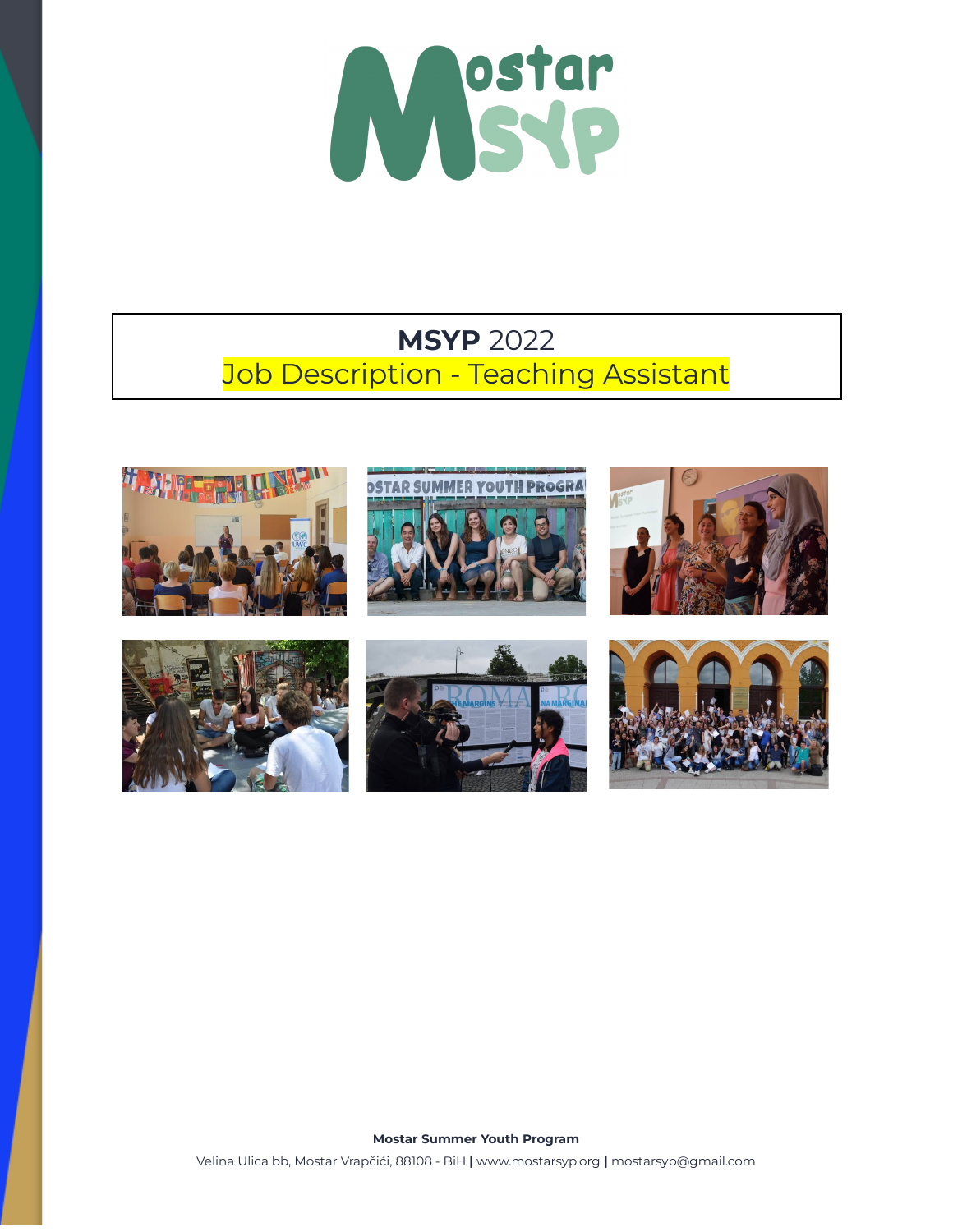# MSYP 2022

## Job Description - Teaching Assistant

**Mostar Summer Youth Program**

Velina Ulica bb, Mostar Vrapčići, 88108 - BiH | www.mostarsyp.org | mostarsyp@gmail.com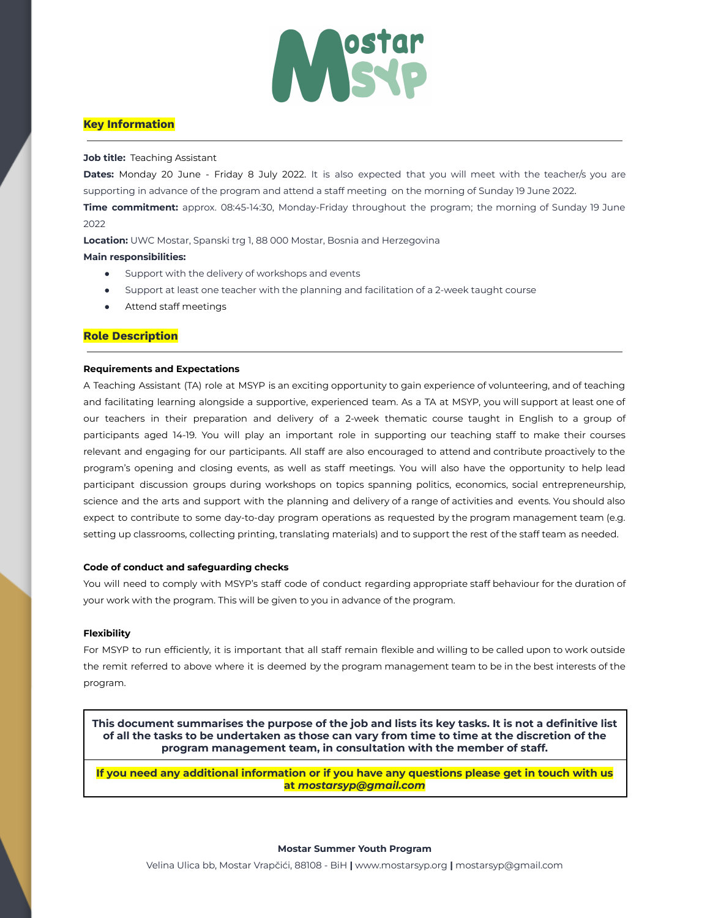## Key Information

**Job title:** Teaching Assistant

**Dates:** Monday 20 June - Friday 8 July 2022. It is also expected that you will meet with the teacher/s you are supporting in advance of the program and attend a staff meeting on the morning of Sunday 19 June 2022.

**Time commitment:** approx. 08:45-14:30, Monday-Friday throughout the program; the morning of Sunday 19 June 2022

**Location:** UWC Mostar, Spanski trg 1, 88 000 Mostar, Bosnia and Herzegovina

**Main responsibilities:**

- Support with the delivery of workshops and events
- Support at least one teacher with the planning and facilitation of a 2-week taught course
- Attend staff meetings

## Role Description

### Requirements and Expectations

A Teaching Assistant (TA) role at MSYP is an exciting opportunity to gain experience of volunteering, and of teaching and facilitating learning alongside a supportive, experienced team. As a TA at MSYP, you will support at least one of our teachers in their preparation and delivery of a 2-week thematic course taught in English to a group of participants aged 14-19. You will play an important role in supporting our teaching staff to make their courses relevant and engaging for our participants. All staff are also encouraged to attend and contribute proactively to the program's opening and closing events, as well as staff meetings. You will also have the opportunity to help lead participant discussion groups during workshops on topics spanning politics, economics, social entrepreneurship, science and the arts and support with the planning and delivery of a range of activities and events. You should also expect to contribute to some day-to-day program operations as requested by the program management team (e.g. setting up classrooms, collecting printing, translating materials) and to support the rest of the staff team as needed.

### Code of conduct and safeguarding checks

You will need to comply with MSYP's staff code of conduct regarding appropriate staff behaviour for the duration of your work with the program. This will be given to you in advance of the program.

### Flexibility

For MSYP to run efficiently, it is important that all staff remain flexible and willing to be called upon to work outside the remit referred to above where it is deemed by the program management team to be in the best interests of the program.

**This document summarises the purpose of the job and lists its key tasks. It is not a definitive list of all the tasks to be undertaken as those can vary from time to time at the discretion of the program management team, in consultation with the member of staff.**

**If you need any additional information or if you have any questions please get in touch with us at *mostarsyp@gmail.com***

**Mostar Summer Youth Program**

Velina Ulica bb, Mostar Vrapčići, 88108 - BiH | www.mostarsyp.org | mostarsyp@gmail.com